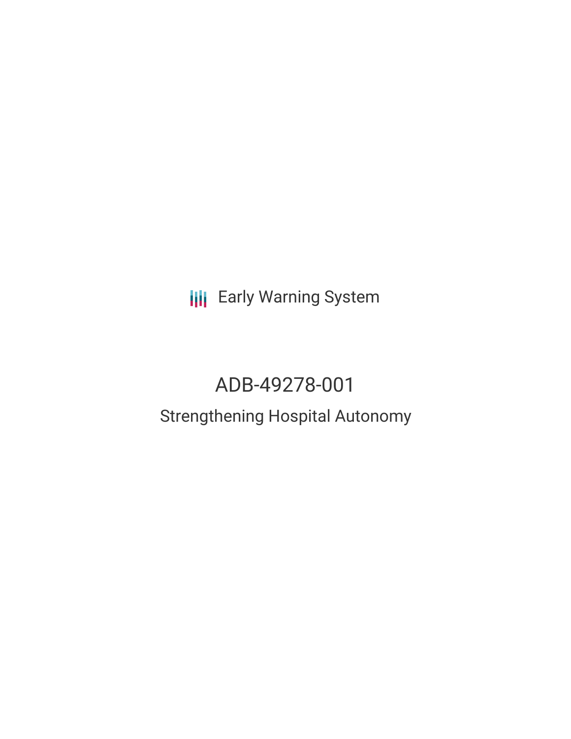Early Warning System

# ADB-49278-001

## Strengthening Hospital Autonomy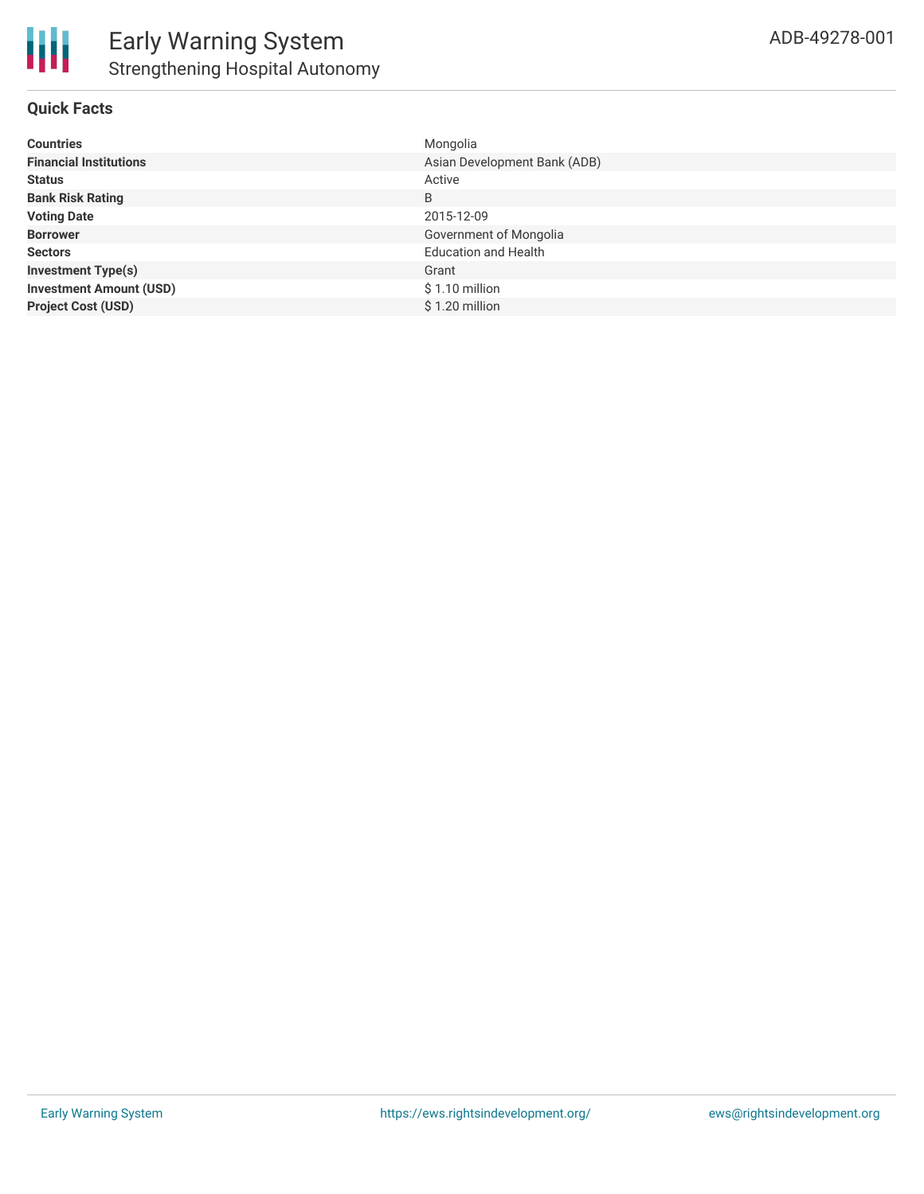# Early Warning System

## Strengthening Hospital Autonomy

ADB-49278-001

### Quick Facts

| | |
|---|---|
| **Countries** | Mongolia |
| **Financial Institutions** | Asian Development Bank (ADB) |
| **Status** | Active |
| **Bank Risk Rating** | B |
| **Voting Date** | 2015-12-09 |
| **Borrower** | Government of Mongolia |
| **Sectors** | Education and Health |
| **Investment Type(s)** | Grant |
| **Investment Amount (USD)** | $ 1.10 million |
| **Project Cost (USD)** | $ 1.20 million |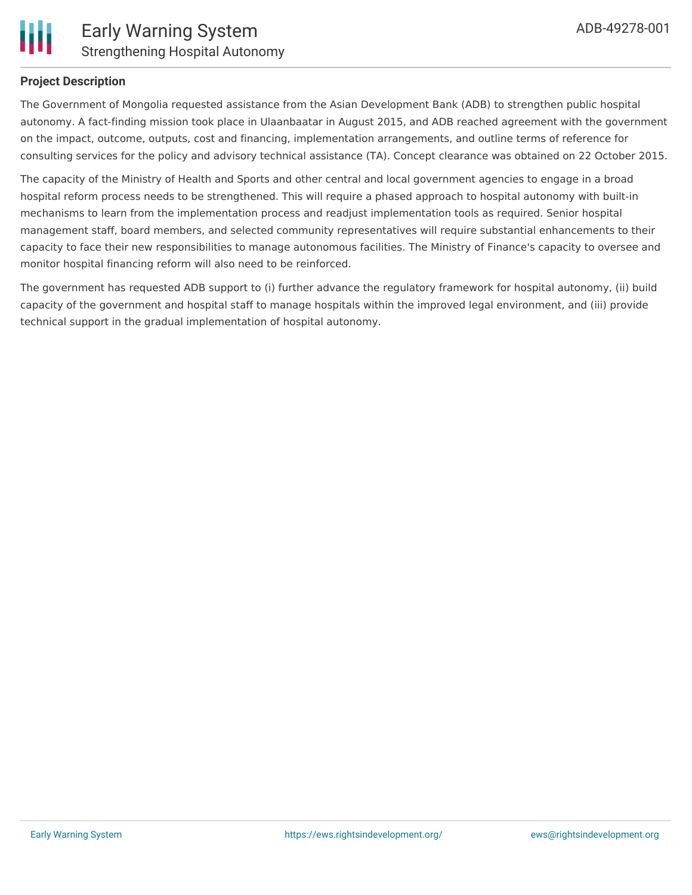## Project Description

The Government of Mongolia requested assistance from the Asian Development Bank (ADB) to strengthen public hospital autonomy. A fact-finding mission took place in Ulaanbaatar in August 2015, and ADB reached agreement with the government on the impact, outcome, outputs, cost and financing, implementation arrangements, and outline terms of reference for consulting services for the policy and advisory technical assistance (TA). Concept clearance was obtained on 22 October 2015.

The capacity of the Ministry of Health and Sports and other central and local government agencies to engage in a broad hospital reform process needs to be strengthened. This will require a phased approach to hospital autonomy with built-in mechanisms to learn from the implementation process and readjust implementation tools as required. Senior hospital management staff, board members, and selected community representatives will require substantial enhancements to their capacity to face their new responsibilities to manage autonomous facilities. The Ministry of Finance's capacity to oversee and monitor hospital financing reform will also need to be reinforced.

The government has requested ADB support to (i) further advance the regulatory framework for hospital autonomy, (ii) build capacity of the government and hospital staff to manage hospitals within the improved legal environment, and (iii) provide technical support in the gradual implementation of hospital autonomy.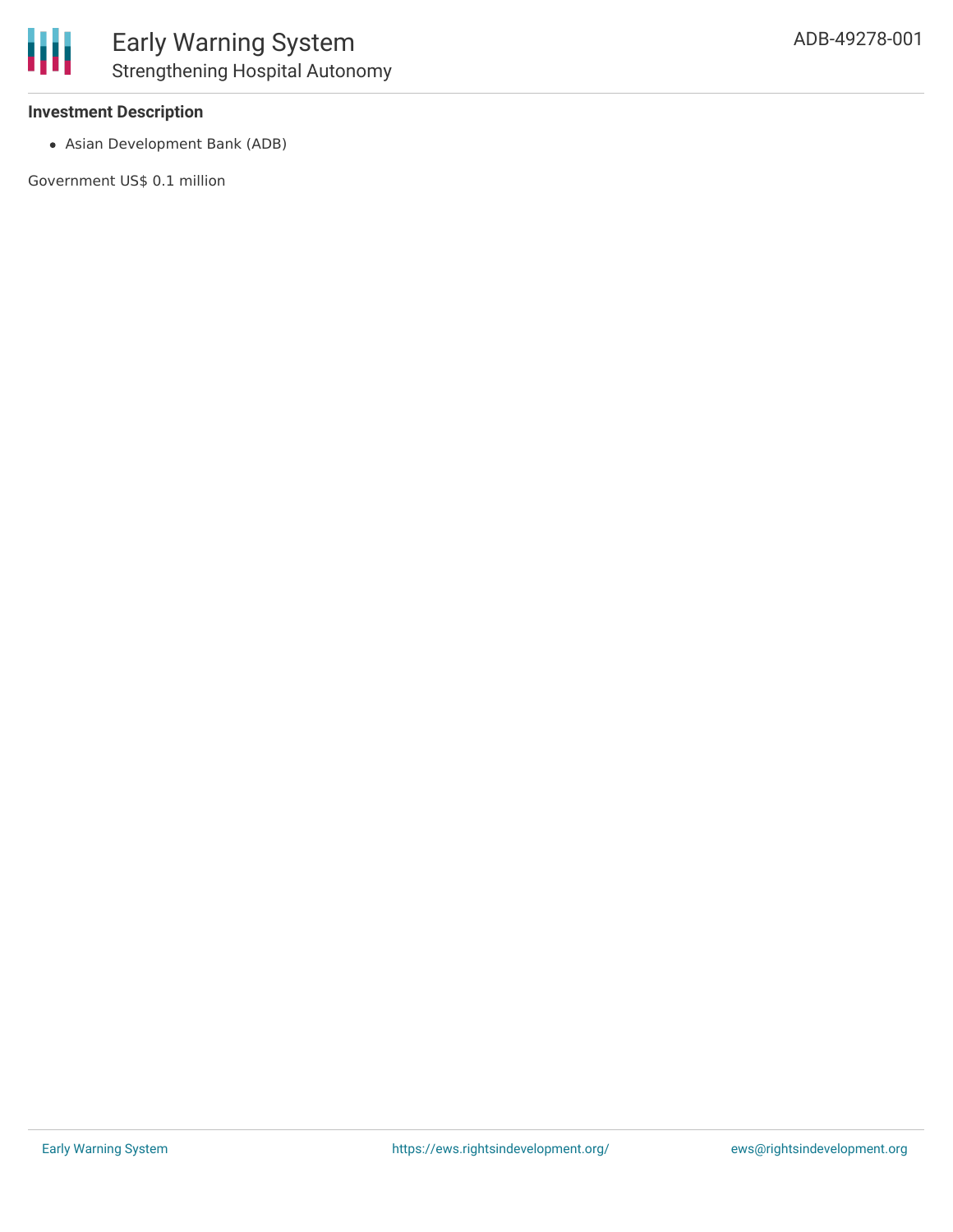**Investment Description**

- Asian Development Bank (ADB)

Government US$ 0.1 million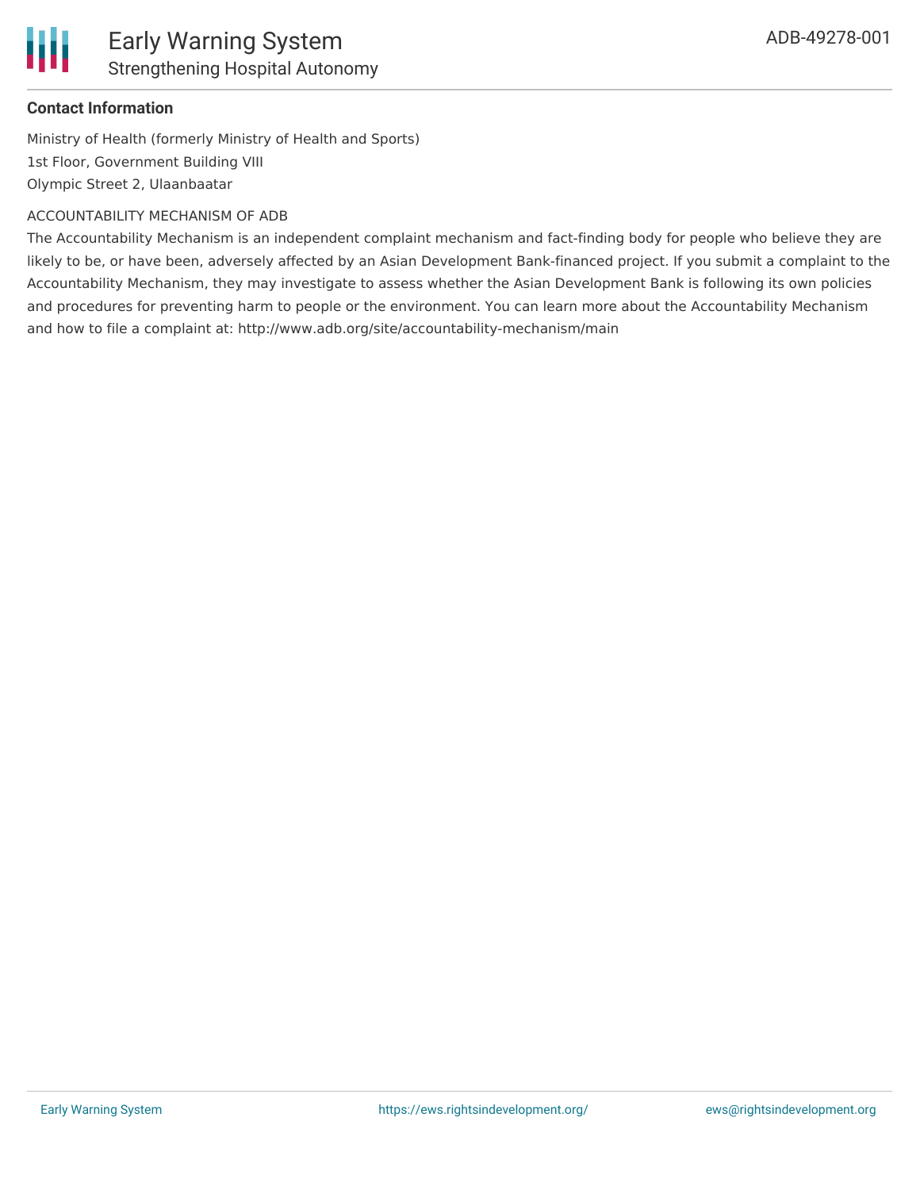**Contact Information**

Ministry of Health (formerly Ministry of Health and Sports)
1st Floor, Government Building VIII
Olympic Street 2, Ulaanbaatar

ACCOUNTABILITY MECHANISM OF ADB

The Accountability Mechanism is an independent complaint mechanism and fact-finding body for people who believe they are likely to be, or have been, adversely affected by an Asian Development Bank-financed project. If you submit a complaint to the Accountability Mechanism, they may investigate to assess whether the Asian Development Bank is following its own policies and procedures for preventing harm to people or the environment. You can learn more about the Accountability Mechanism and how to file a complaint at: http://www.adb.org/site/accountability-mechanism/main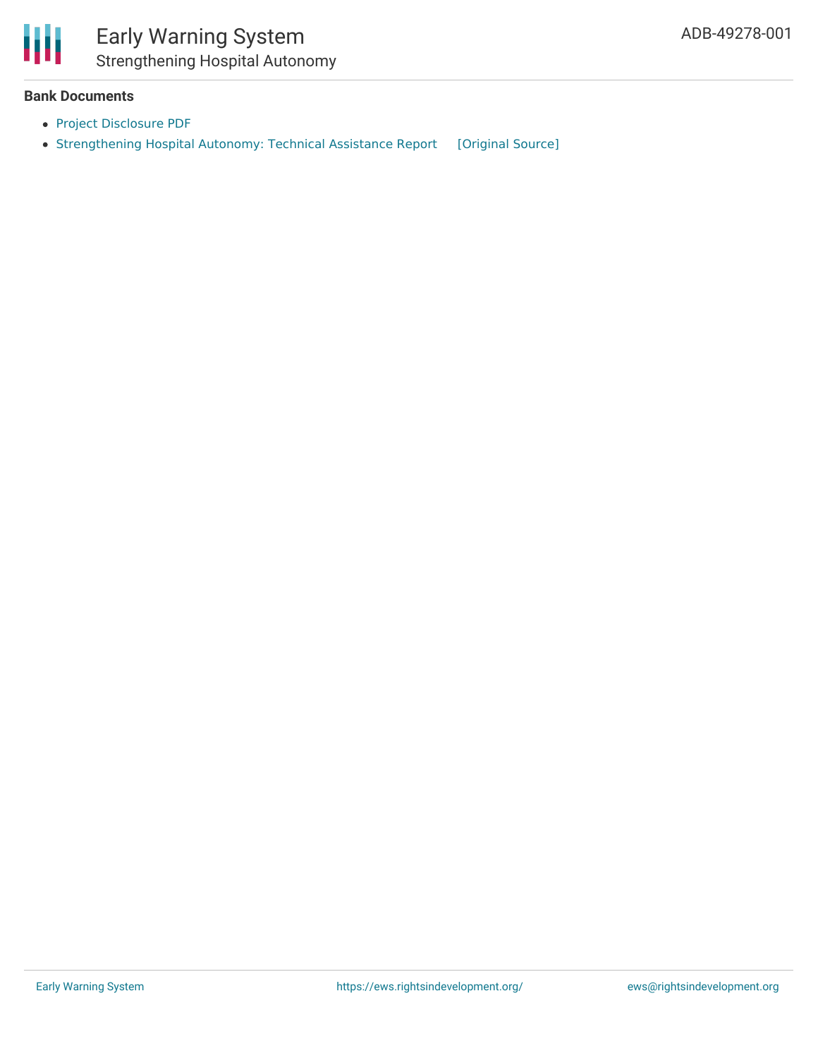**Bank Documents**

- Project Disclosure PDF
- Strengthening Hospital Autonomy: Technical Assistance Report [Original Source]